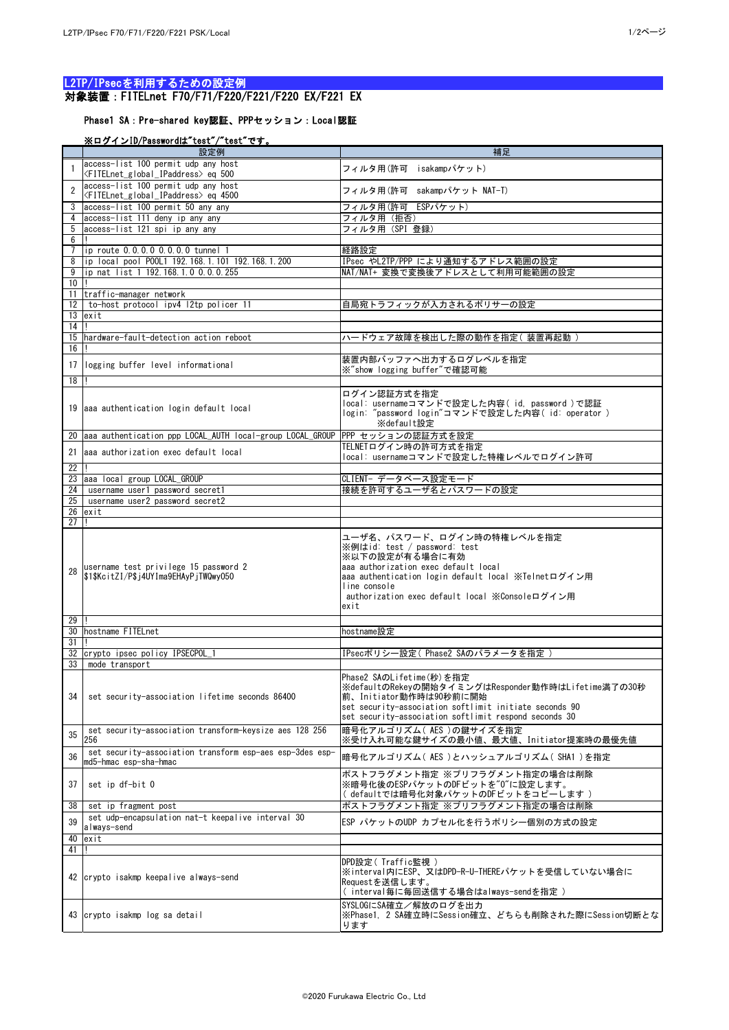# L2TP/IPsecを利用するための設定例

## 対象装置：FITELnet F70/F71/F220/F221/F220 EX/F221 EX

### Phase1 SA：Pre-shared key認証、PPPセッション：Local認証

**※ログインID/Passwordは"test"/"test"です。**

| | 設定例 | 補足 |
|---|---|---|
| 1 | access-list 100 permit udp any host <FITELnet_global_IPaddress> eq 500 | フィルタ用(許可　isakampパケット) |
| 2 | access-list 100 permit udp any host <FITELnet_global_IPaddress> eq 4500 | フィルタ用(許可　sakampパケット NAT-T) |
| 3 | access-list 100 permit 50 any any | フィルタ用(許可　ESPパケット) |
| 4 | access-list 111 deny ip any any | フィルタ用 (拒否) |
| 5 | access-list 121 spi ip any any | フィルタ用 (SPI 登録) |
| 6 | ! | |
| 7 | ip route 0.0.0.0 0.0.0.0 tunnel 1 | 経路設定 |
| 8 | ip local pool POOL1 192.168.1.101 192.168.1.200 | IPsec やL2TP/PPP により通知するアドレス範囲の設定 |
| 9 | ip nat list 1 192.168.1.0 0.0.0.255 | NAT/NAT+ 変換で変換後アドレスとして利用可能範囲の設定 |
| 10 | ! | |
| 11 | traffic-manager network | |
| 12 | to-host protocol ipv4 l2tp policer 11 | 自局宛トラフィックが入力されるポリサーの設定 |
| 13 | exit | |
| 14 | ! | |
| 15 | hardware-fault-detection action reboot | ハードウェア故障を検出した際の動作を指定( 装置再起動 ) |
| 16 | ! | |
| 17 | logging buffer level informational | 装置内部バッファへ出力するログレベルを指定<br>※"show logging buffer"で確認可能 |
| 18 | ! | |
| 19 | aaa authentication login default local | ログイン認証方式を指定<br>local: usernameコマンドで設定した内容( id, password )で認証<br>login: "password login"コマンドで設定した内容( id: operator )<br>※default設定 |
| 20 | aaa authentication ppp LOCAL_AUTH local-group LOCAL_GROUP | PPP セッションの認証方式を設定 |
| 21 | aaa authorization exec default local | TELNETログイン時の許可方式を指定<br>local: usernameコマンドで設定した特権レベルでログイン許可 |
| 22 | ! | |
| 23 | aaa local group LOCAL_GROUP | CLIENT- データベース設定モード |
| 24 | username user1 password secret1 | 接続を許可するユーザ名とパスワードの設定 |
| 25 | username user2 password secret2 | |
| 26 | exit | |
| 27 | ! | |
| 28 | username test privilege 15 password 2 $1$KcitZI/P$j4UYIma9EHAyPjTWQwy050 | ユーザ名、パスワード、ログイン時の特権レベルを指定<br>※例はid: test / password: test<br>※以下の設定が有る場合に有効<br>aaa authorization exec default local<br>aaa authentication login default local ※Telnetログイン用<br>line console<br>authorization exec default local ※Consoleログイン用<br>exit |
| 29 | ! | |
| 30 | hostname FITELnet | hostname設定 |
| 31 | ! | |
| 32 | crypto ipsec policy IPSECPOL_1 | IPsecポリシー設定( Phase2 SAのパラメータを指定 ) |
| 33 | mode transport | |
| 34 | set security-association lifetime seconds 86400 | Phase2 SAのLifetime(秒)を指定<br>※defaultのRekeyの開始タイミングはResponder動作時はLifetime満了の30秒前、Initiator動作時は90秒前に開始<br>set security-association softlimit initiate seconds 90<br>set security-association softlimit respond seconds 30 |
| 35 | set security-association transform-keysize aes 128 256 256 | 暗号化アルゴリズム( AES )の鍵サイズを指定<br>※受け入れ可能な鍵サイズの最小値、最大値、Initiator提案時の最優先値 |
| 36 | set security-association transform esp-aes esp-3des esp-md5-hmac esp-sha-hmac | 暗号化アルゴリズム( AES )とハッシュアルゴリズム( SHA1 )を指定 |
| 37 | set ip df-bit 0 | ポストフラグメント指定 ※プリフラグメント指定の場合は削除<br>※暗号化後のESPパケットのDFビットを"0"に設定します。<br>( defaultでは暗号化対象パケットのDFビットをコピーします ) |
| 38 | set ip fragment post | ポストフラグメント指定 ※プリフラグメント指定の場合は削除 |
| 39 | set udp-encapsulation nat-t keepalive interval 30 always-send | ESP パケットのUDP カプセル化を行うポリシー個別の方式の設定 |
| 40 | exit | |
| 41 | ! | |
| 42 | crypto isakmp keepalive always-send | DPD設定( Traffic監視 )<br>※interval内にESP、又はDPD-R-U-THEREパケットを受信していない場合にRequestを送信します。<br>( interval毎に毎回送信する場合はalways-sendを指定 ) |
| 43 | crypto isakmp log sa detail | SYSLOGにSA確立／解放のログを出力<br>※Phase1, 2 SA確立時にSession確立、どちらも削除された際にSession切断となります |

©2020 Furukawa Electric Co., Ltd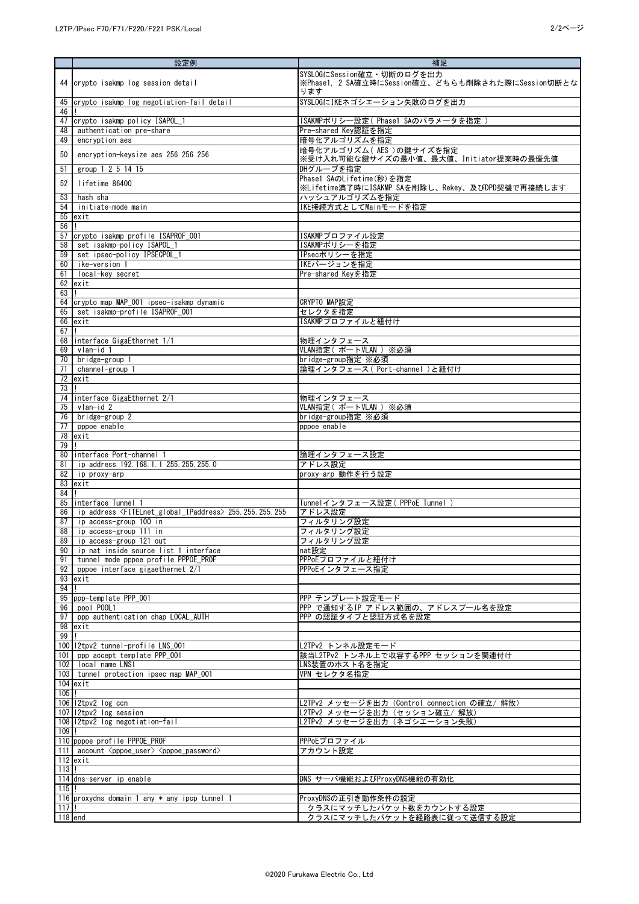| | 設定例 | 補足 |
|---|---|---|
| 44 | crypto isakmp log session detail | SYSLOGにSession確立・切断のログを出力<br>※Phase1, 2 SA確立時にSession確立、どちらも削除された際にSession切断となります |
| 45 | crypto isakmp log negotiation-fail detail | SYSLOGにIKEネゴシエーション失敗のログを出力 |
| 46 | ! | |
| 47 | crypto isakmp policy ISAPOL_1 | ISAKMPポリシー設定( Phase1 SAのパラメータを指定 ) |
| 48 | authentication pre-share | Pre-shared Key認証を指定 |
| 49 | encryption aes | 暗号化アルゴリズムを指定 |
| 50 | encryption-keysize aes 256 256 256 | 暗号化アルゴリズム( AES )の鍵サイズを指定<br>※受け入れ可能な鍵サイズの最小値、最大値、Initiator提案時の最優先値 |
| 51 | group 1 2 5 14 15 | DHグループを指定 |
| 52 | lifetime 86400 | Phase1 SAのLifetime(秒)を指定<br>※Lifetime満了時にISAKMP SAを削除し、Rekey、及びDPD契機で再接続します |
| 53 | hash sha | ハッシュアルゴリズムを指定 |
| 54 | initiate-mode main | IKE接続方式としてMainモードを指定 |
| 55 | exit | |
| 56 | ! | |
| 57 | crypto isakmp profile ISAPROF_001 | ISAKMPプロファイル設定 |
| 58 | set isakmp-policy ISAPOL_1 | ISAKMPポリシーを指定 |
| 59 | set ipsec-policy IPSECPOL_1 | IPsecポリシーを指定 |
| 60 | ike-version 1 | IKEバージョンを指定 |
| 61 | local-key secret | Pre-shared Keyを指定 |
| 62 | exit | |
| 63 | ! | |
| 64 | crypto map MAP_001 ipsec-isakmp dynamic | CRYPTO MAP設定 |
| 65 | set isakmp-profile ISAPROF_001 | セレクタを指定 |
| 66 | exit | ISAKMPプロファイルと紐付け |
| 67 | ! | |
| 68 | interface GigaEthernet 1/1 | 物理インタフェース |
| 69 | vlan-id 1 | VLAN指定( ポートVLAN ) ※必須 |
| 70 | bridge-group 1 | bridge-group指定 ※必須 |
| 71 | channel-group 1 | 論理インタフェース( Port-channel )と紐付け |
| 72 | exit | |
| 73 | ! | |
| 74 | interface GigaEthernet 2/1 | 物理インタフェース |
| 75 | vlan-id 2 | VLAN指定( ポートVLAN ) ※必須 |
| 76 | bridge-group 2 | bridge-group指定 ※必須 |
| 77 | pppoe enable | pppoe enable |
| 78 | exit | |
| 79 | ! | |
| 80 | interface Port-channel 1 | 論理インタフェース設定 |
| 81 | ip address 192.168.1.1 255.255.255.0 | アドレス設定 |
| 82 | ip proxy-arp | proxy-arp 動作を行う設定 |
| 83 | exit | |
| 84 | ! | |
| 85 | interface Tunnel 1 | Tunnelインタフェース設定( PPPoE Tunnel ) |
| 86 | ip address <FITELnet_global_IPaddress> 255.255.255.255 | アドレス設定 |
| 87 | ip access-group 100 in | フィルタリング設定 |
| 88 | ip access-group 111 in | フィルタリング設定 |
| 89 | ip access-group 121 out | フィルタリング設定 |
| 90 | ip nat inside source list 1 interface | nat設定 |
| 91 | tunnel mode pppoe profile PPPOE_PROF | PPPoEプロファイルと紐付け |
| 92 | pppoe interface gigaethernet 2/1 | PPPoEインタフェース指定 |
| 93 | exit | |
| 94 | ! | |
| 95 | ppp-template PPP_001 | PPP テンプレート設定モード |
| 96 | pool POOL1 | PPP で通知するIP アドレス範囲の、アドレスプール名を設定 |
| 97 | ppp authentication chap LOCAL_AUTH | PPP の認証タイプと認証方式名を設定 |
| 98 | exit | |
| 99 | ! | |
| 100 | l2tpv2 tunnel-profile LNS_001 | L2TPv2 トンネル設定モード |
| 101 | ppp accept template PPP_001 | 該当L2TPv2 トンネル上で収容するPPP セッションを関連付け |
| 102 | local name LNS1 | LNS装置のホスト名を指定 |
| 103 | tunnel protection ipsec map MAP_001 | VPN セレクタ名指定 |
| 104 | exit | |
| 105 | ! | |
| 106 | l2tpv2 log ccn | L2TPv2 メッセージを出力 (Control connection の確立/ 解放) |
| 107 | l2tpv2 log session | L2TPv2 メッセージを出力 (セッション確立/ 解放) |
| 108 | l2tpv2 log negotiation-fail | L2TPv2 メッセージを出力 (ネゴシエーション失敗) |
| 109 | ! | |
| 110 | pppoe profile PPPOE_PROF | PPPoEプロファイル |
| 111 | account <pppoe_user> <pppoe_password> | アカウント設定 |
| 112 | exit | |
| 113 | ! | |
| 114 | dns-server ip enable | DNS サーバ機能およびProxyDNS機能の有効化 |
| 115 | ! | |
| 116 | proxydns domain 1 any * any ipcp tunnel 1 | ProxyDNSの正引き動作条件の設定 |
| 117 | ! | クラスにマッチしたパケット数をカウントする設定 |
| 118 | end | クラスにマッチしたパケットを経路表に従って送信する設定 |

©2020 Furukawa Electric Co., Ltd